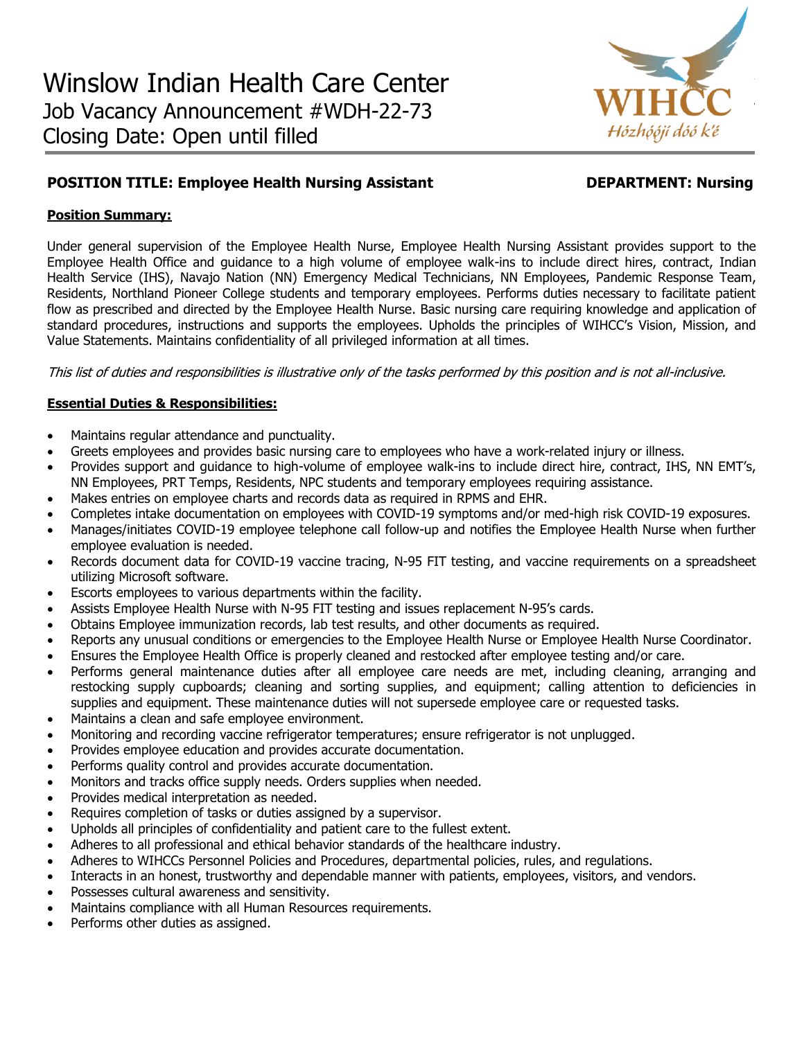# Winslow Indian Health Care Center

Job Vacancy Announcement #WDH-22-73

Closing Date: Open until filled

WIHCC
Hózhǫ́ǫ́jí dóó k'é

**POSITION TITLE: Employee Health Nursing Assistant** **DEPARTMENT: Nursing**

**Position Summary:**

Under general supervision of the Employee Health Nurse, Employee Health Nursing Assistant provides support to the Employee Health Office and guidance to a high volume of employee walk-ins to include direct hires, contract, Indian Health Service (IHS), Navajo Nation (NN) Emergency Medical Technicians, NN Employees, Pandemic Response Team, Residents, Northland Pioneer College students and temporary employees. Performs duties necessary to facilitate patient flow as prescribed and directed by the Employee Health Nurse. Basic nursing care requiring knowledge and application of standard procedures, instructions and supports the employees. Upholds the principles of WIHCC's Vision, Mission, and Value Statements. Maintains confidentiality of all privileged information at all times.

*This list of duties and responsibilities is illustrative only of the tasks performed by this position and is not all-inclusive.*

**Essential Duties & Responsibilities:**

- Maintains regular attendance and punctuality.
- Greets employees and provides basic nursing care to employees who have a work-related injury or illness.
- Provides support and guidance to high-volume of employee walk-ins to include direct hire, contract, IHS, NN EMT's, NN Employees, PRT Temps, Residents, NPC students and temporary employees requiring assistance.
- Makes entries on employee charts and records data as required in RPMS and EHR.
- Completes intake documentation on employees with COVID-19 symptoms and/or med-high risk COVID-19 exposures.
- Manages/initiates COVID-19 employee telephone call follow-up and notifies the Employee Health Nurse when further employee evaluation is needed.
- Records document data for COVID-19 vaccine tracing, N-95 FIT testing, and vaccine requirements on a spreadsheet utilizing Microsoft software.
- Escorts employees to various departments within the facility.
- Assists Employee Health Nurse with N-95 FIT testing and issues replacement N-95's cards.
- Obtains Employee immunization records, lab test results, and other documents as required.
- Reports any unusual conditions or emergencies to the Employee Health Nurse or Employee Health Nurse Coordinator.
- Ensures the Employee Health Office is properly cleaned and restocked after employee testing and/or care.
- Performs general maintenance duties after all employee care needs are met, including cleaning, arranging and restocking supply cupboards; cleaning and sorting supplies, and equipment; calling attention to deficiencies in supplies and equipment. These maintenance duties will not supersede employee care or requested tasks.
- Maintains a clean and safe employee environment.
- Monitoring and recording vaccine refrigerator temperatures; ensure refrigerator is not unplugged.
- Provides employee education and provides accurate documentation.
- Performs quality control and provides accurate documentation.
- Monitors and tracks office supply needs. Orders supplies when needed.
- Provides medical interpretation as needed.
- Requires completion of tasks or duties assigned by a supervisor.
- Upholds all principles of confidentiality and patient care to the fullest extent.
- Adheres to all professional and ethical behavior standards of the healthcare industry.
- Adheres to WIHCCs Personnel Policies and Procedures, departmental policies, rules, and regulations.
- Interacts in an honest, trustworthy and dependable manner with patients, employees, visitors, and vendors.
- Possesses cultural awareness and sensitivity.
- Maintains compliance with all Human Resources requirements.
- Performs other duties as assigned.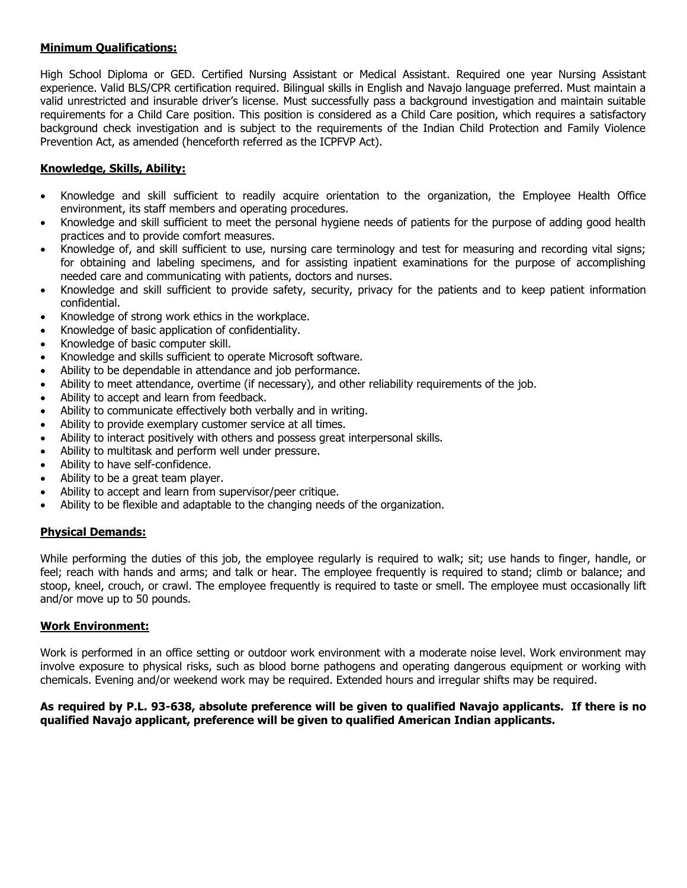**Minimum Qualifications:**

High School Diploma or GED. Certified Nursing Assistant or Medical Assistant. Required one year Nursing Assistant experience. Valid BLS/CPR certification required. Bilingual skills in English and Navajo language preferred. Must maintain a valid unrestricted and insurable driver's license. Must successfully pass a background investigation and maintain suitable requirements for a Child Care position. This position is considered as a Child Care position, which requires a satisfactory background check investigation and is subject to the requirements of the Indian Child Protection and Family Violence Prevention Act, as amended (henceforth referred as the ICPFVP Act).

**Knowledge, Skills, Ability:**

- Knowledge and skill sufficient to readily acquire orientation to the organization, the Employee Health Office environment, its staff members and operating procedures.
- Knowledge and skill sufficient to meet the personal hygiene needs of patients for the purpose of adding good health practices and to provide comfort measures.
- Knowledge of, and skill sufficient to use, nursing care terminology and test for measuring and recording vital signs; for obtaining and labeling specimens, and for assisting inpatient examinations for the purpose of accomplishing needed care and communicating with patients, doctors and nurses.
- Knowledge and skill sufficient to provide safety, security, privacy for the patients and to keep patient information confidential.
- Knowledge of strong work ethics in the workplace.
- Knowledge of basic application of confidentiality.
- Knowledge of basic computer skill.
- Knowledge and skills sufficient to operate Microsoft software.
- Ability to be dependable in attendance and job performance.
- Ability to meet attendance, overtime (if necessary), and other reliability requirements of the job.
- Ability to accept and learn from feedback.
- Ability to communicate effectively both verbally and in writing.
- Ability to provide exemplary customer service at all times.
- Ability to interact positively with others and possess great interpersonal skills.
- Ability to multitask and perform well under pressure.
- Ability to have self-confidence.
- Ability to be a great team player.
- Ability to accept and learn from supervisor/peer critique.
- Ability to be flexible and adaptable to the changing needs of the organization.

**Physical Demands:**

While performing the duties of this job, the employee regularly is required to walk; sit; use hands to finger, handle, or feel; reach with hands and arms; and talk or hear. The employee frequently is required to stand; climb or balance; and stoop, kneel, crouch, or crawl. The employee frequently is required to taste or smell. The employee must occasionally lift and/or move up to 50 pounds.

**Work Environment:**

Work is performed in an office setting or outdoor work environment with a moderate noise level. Work environment may involve exposure to physical risks, such as blood borne pathogens and operating dangerous equipment or working with chemicals. Evening and/or weekend work may be required. Extended hours and irregular shifts may be required.

**As required by P.L. 93-638, absolute preference will be given to qualified Navajo applicants. If there is no qualified Navajo applicant, preference will be given to qualified American Indian applicants.**